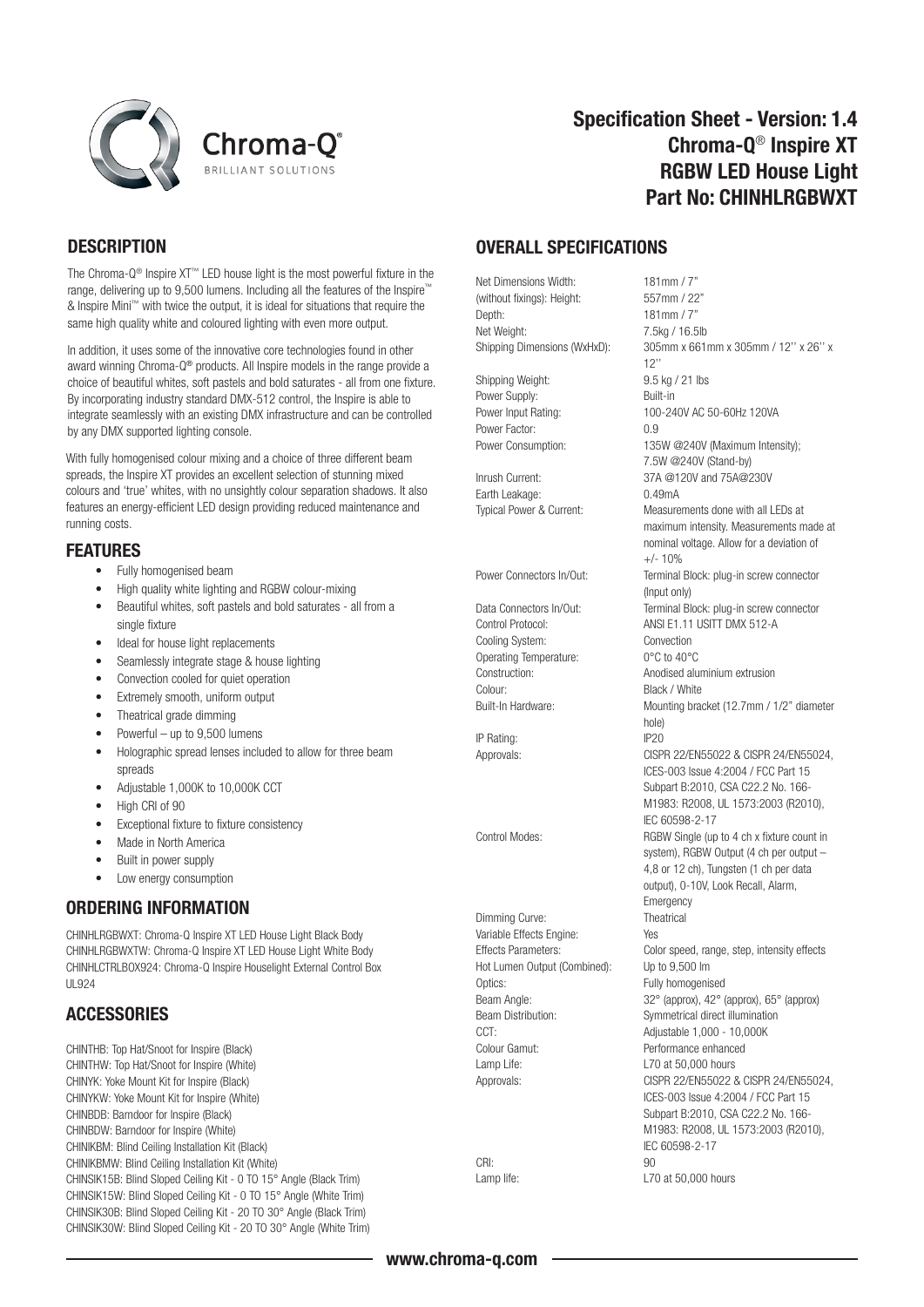# Specification Sheet - Version: 1.4
# Chroma-Q® Inspire XT
# RGBW LED House Light
# Part No: CHINHLRGBWXT

## DESCRIPTION

The Chroma-Q® Inspire XT™ LED house light is the most powerful fixture in the range, delivering up to 9,500 lumens. Including all the features of the Inspire™ & Inspire Mini™ with twice the output, it is ideal for situations that require the same high quality white and coloured lighting with even more output.

In addition, it uses some of the innovative core technologies found in other award winning Chroma-Q® products. All Inspire models in the range provide a choice of beautiful whites, soft pastels and bold saturates - all from one fixture. By incorporating industry standard DMX-512 control, the Inspire is able to integrate seamlessly with an existing DMX infrastructure and can be controlled by any DMX supported lighting console.

With fully homogenised colour mixing and a choice of three different beam spreads, the Inspire XT provides an excellent selection of stunning mixed colours and 'true' whites, with no unsightly colour separation shadows. It also features an energy-efficient LED design providing reduced maintenance and running costs.

## FEATURES

- Fully homogenised beam
- High quality white lighting and RGBW colour-mixing
- Beautiful whites, soft pastels and bold saturates - all from a single fixture
- Ideal for house light replacements
- Seamlessly integrate stage & house lighting
- Convection cooled for quiet operation
- Extremely smooth, uniform output
- Theatrical grade dimming
- Powerful – up to 9,500 lumens
- Holographic spread lenses included to allow for three beam spreads
- Adjustable 1,000K to 10,000K CCT
- High CRI of 90
- Exceptional fixture to fixture consistency
- Made in North America
- Built in power supply
- Low energy consumption

## ORDERING INFORMATION

CHINHLRGBWXT: Chroma-Q Inspire XT LED House Light Black Body
CHINHLRGBWXTW: Chroma-Q Inspire XT LED House Light White Body
CHINHLCTRLBOX924: Chroma-Q Inspire Houselight External Control Box UL924

## ACCESSORIES

CHINTHB: Top Hat/Snoot for Inspire (Black)
CHINTHW: Top Hat/Snoot for Inspire (White)
CHINYK: Yoke Mount Kit for Inspire (Black)
CHINYKW: Yoke Mount Kit for Inspire (White)
CHINBDB: Barndoor for Inspire (Black)
CHINBDW: Barndoor for Inspire (White)
CHINIKBM: Blind Ceiling Installation Kit (Black)
CHINIKBMW: Blind Ceiling Installation Kit (White)
CHINSIK15B: Blind Sloped Ceiling Kit - 0 TO 15° Angle (Black Trim)
CHINSIK15W: Blind Sloped Ceiling Kit - 0 TO 15° Angle (White Trim)
CHINSIK30B: Blind Sloped Ceiling Kit - 20 TO 30° Angle (Black Trim)
CHINSIK30W: Blind Sloped Ceiling Kit - 20 TO 30° Angle (White Trim)

## OVERALL SPECIFICATIONS

| | |
|---|---|
| Net Dimensions Width: | 181mm / 7" |
| (without fixings): Height: | 557mm / 22" |
| Depth: | 181mm / 7" |
| Net Weight: | 7.5kg / 16.5lb |
| Shipping Dimensions (WxHxD): | 305mm x 661mm x 305mm / 12'' x 26'' x 12'' |
| Shipping Weight: | 9.5 kg / 21 lbs |
| Power Supply: | Built-in |
| Power Input Rating: | 100-240V AC 50-60Hz 120VA |
| Power Factor: | 0.9 |
| Power Consumption: | 135W @240V (Maximum Intensity); 7.5W @240V (Stand-by) |
| Inrush Current: | 37A @120V and 75A@230V |
| Earth Leakage: | 0.49mA |
| Typical Power & Current: | Measurements done with all LEDs at maximum intensity. Measurements made at nominal voltage. Allow for a deviation of +/- 10% |
| Power Connectors In/Out: | Terminal Block: plug-in screw connector (Input only) |
| Data Connectors In/Out: | Terminal Block: plug-in screw connector |
| Control Protocol: | ANSI E1.11 USITT DMX 512-A |
| Cooling System: | Convection |
| Operating Temperature: | 0°C to 40°C |
| Construction: | Anodised aluminium extrusion |
| Colour: | Black / White |
| Built-In Hardware: | Mounting bracket (12.7mm / 1/2" diameter hole) |
| IP Rating: | IP20 |
| Approvals: | CISPR 22/EN55022 & CISPR 24/EN55024, ICES-003 Issue 4:2004 / FCC Part 15 Subpart B:2010, CSA C22.2 No. 166-M1983: R2008, UL 1573:2003 (R2010), IEC 60598-2-17 |
| Control Modes: | RGBW Single (up to 4 ch x fixture count in system), RGBW Output (4 ch per output – 4,8 or 12 ch), Tungsten (1 ch per data output), 0-10V, Look Recall, Alarm, Emergency |
| Dimming Curve: | Theatrical |
| Variable Effects Engine: | Yes |
| Effects Parameters: | Color speed, range, step, intensity effects |
| Hot Lumen Output (Combined): | Up to 9,500 lm |
| Optics: | Fully homogenised |
| Beam Angle: | 32° (approx), 42° (approx), 65° (approx) |
| Beam Distribution: | Symmetrical direct illumination |
| CCT: | Adjustable 1,000 - 10,000K |
| Colour Gamut: | Performance enhanced |
| Lamp Life: | L70 at 50,000 hours |
| Approvals: | CISPR 22/EN55022 & CISPR 24/EN55024, ICES-003 Issue 4:2004 / FCC Part 15 Subpart B:2010, CSA C22.2 No. 166-M1983: R2008, UL 1573:2003 (R2010), IEC 60598-2-17 |
| CRI: | 90 |
| Lamp life: | L70 at 50,000 hours |

www.chroma-q.com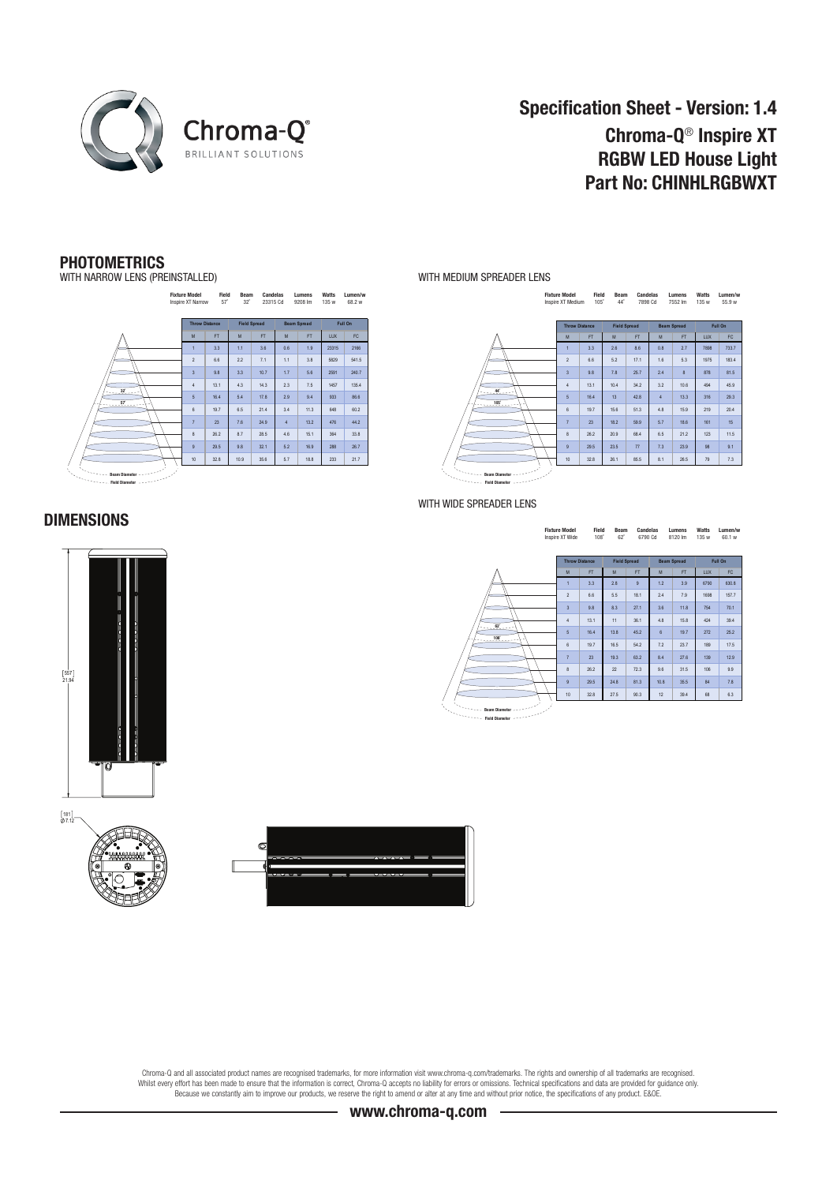# Specification Sheet - Version: 1.4

## Chroma-Q® Inspire XT RGBW LED House Light Part No: CHINHLRGBWXT

## PHOTOMETRICS

WITH NARROW LENS (PREINSTALLED)

| Fixture Model | Field | Beam | Candelas | Lumens | Watts | Lumen/w |
|---|---|---|---|---|---|---|
| Inspire XT Narrow | 57° | 32° | 23315 Cd | 9208 lm | 135 w | 68.2 w |

| Throw Distance | | Field Spread | | Beam Spread | | Full On | |
|---|---|---|---|---|---|---|---|
| M | FT | M | FT | M | FT | LUX | FC |
| 1 | 3.3 | 1.1 | 3.6 | 0.6 | 1.9 | 23315 | 2166 |
| 2 | 6.6 | 2.2 | 7.1 | 1.1 | 3.8 | 5829 | 541.5 |
| 3 | 9.8 | 3.3 | 10.7 | 1.7 | 5.6 | 2591 | 240.7 |
| 4 | 13.1 | 4.3 | 14.3 | 2.3 | 7.5 | 1457 | 135.4 |
| 5 | 16.4 | 5.4 | 17.8 | 2.9 | 9.4 | 933 | 86.6 |
| 6 | 19.7 | 6.5 | 21.4 | 3.4 | 11.3 | 648 | 60.2 |
| 7 | 23 | 7.6 | 24.9 | 4 | 13.2 | 476 | 44.2 |
| 8 | 26.2 | 8.7 | 28.5 | 4.6 | 15.1 | 364 | 33.8 |
| 9 | 29.5 | 9.8 | 32.1 | 5.2 | 16.9 | 288 | 26.7 |
| 10 | 32.8 | 10.9 | 35.6 | 5.7 | 18.8 | 233 | 21.7 |

32°
57°
Beam Diameter
Field Diameter

WITH MEDIUM SPREADER LENS

| Fixture Model | Field | Beam | Candelas | Lumens | Watts | Lumen/w |
|---|---|---|---|---|---|---|
| Inspire XT Medium | 105° | 44° | 7898 Cd | 7552 lm | 135 w | 55.9 w |

| Throw Distance | | Field Spread | | Beam Spread | | Full On | |
|---|---|---|---|---|---|---|---|
| M | FT | M | FT | M | FT | LUX | FC |
| 1 | 3.3 | 2.6 | 8.6 | 0.8 | 2.7 | 7898 | 733.7 |
| 2 | 6.6 | 5.2 | 17.1 | 1.6 | 5.3 | 1975 | 183.4 |
| 3 | 9.8 | 7.8 | 25.7 | 2.4 | 8 | 878 | 81.5 |
| 4 | 13.1 | 10.4 | 34.2 | 3.2 | 10.6 | 494 | 45.9 |
| 5 | 16.4 | 13 | 42.8 | 4 | 13.3 | 316 | 29.3 |
| 6 | 19.7 | 15.6 | 51.3 | 4.8 | 15.9 | 219 | 20.4 |
| 7 | 23 | 18.2 | 59.9 | 5.7 | 18.6 | 161 | 15 |
| 8 | 26.2 | 20.9 | 68.4 | 6.5 | 21.2 | 123 | 11.5 |
| 9 | 29.5 | 23.5 | 77 | 7.3 | 23.9 | 98 | 9.1 |
| 10 | 32.8 | 26.1 | 85.5 | 8.1 | 26.5 | 79 | 7.3 |

44°
105°
Beam Diameter
Field Diameter

WITH WIDE SPREADER LENS

| Fixture Model | Field | Beam | Candelas | Lumens | Watts | Lumen/w |
|---|---|---|---|---|---|---|
| Inspire XT Wide | 108° | 62° | 6790 Cd | 8120 lm | 135 w | 60.1 w |

| Throw Distance | | Field Spread | | Beam Spread | | Full On | |
|---|---|---|---|---|---|---|---|
| M | FT | M | FT | M | FT | LUX | FC |
| 1 | 3.3 | 2.8 | 9 | 1.2 | 3.9 | 6790 | 630.8 |
| 2 | 6.6 | 5.5 | 18.1 | 2.4 | 7.9 | 1698 | 157.7 |
| 3 | 9.8 | 8.3 | 27.1 | 3.6 | 11.8 | 754 | 70.1 |
| 4 | 13.1 | 11 | 36.1 | 4.8 | 15.8 | 424 | 39.4 |
| 5 | 16.4 | 13.8 | 45.2 | 6 | 19.7 | 272 | 25.2 |
| 6 | 19.7 | 16.5 | 54.2 | 7.2 | 23.7 | 189 | 17.5 |
| 7 | 23 | 19.3 | 63.2 | 8.4 | 27.6 | 139 | 12.9 |
| 8 | 26.2 | 22 | 72.3 | 9.6 | 31.5 | 106 | 9.9 |
| 9 | 29.5 | 24.8 | 81.3 | 10.8 | 35.5 | 84 | 7.8 |
| 10 | 32.8 | 27.5 | 90.3 | 12 | 39.4 | 68 | 6.3 |

62°
108°
Beam Diameter
Field Diameter

## DIMENSIONS

[557]
21.94

[181]
Ø7.12

Chroma-Q and all associated product names are recognised trademarks, for more information visit www.chroma-q.com/trademarks. The rights and ownership of all trademarks are recognised. Whilst every effort has been made to ensure that the information is correct, Chroma-Q accepts no liability for errors or omissions. Technical specifications and data are provided for guidance only. Because we constantly aim to improve our products, we reserve the right to amend or alter at any time and without prior notice, the specifications of any product. E&OE.

**www.chroma-q.com**